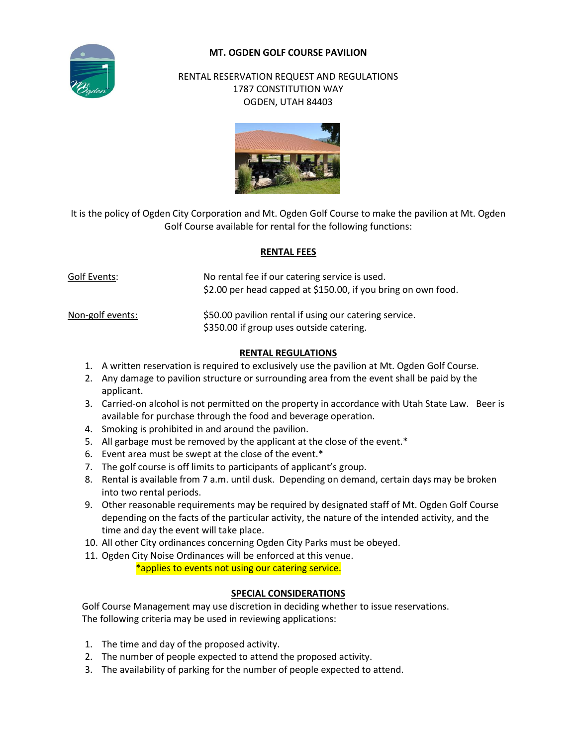# MT. OGDEN GOLF COURSE PAVILION

RENTAL RESERVATION REQUEST AND REGULATIONS
1787 CONSTITUTION WAY
OGDEN, UTAH 84403

It is the policy of Ogden City Corporation and Mt. Ogden Golf Course to make the pavilion at Mt. Ogden Golf Course available for rental for the following functions:

## RENTAL FEES

| | |
|---|---|
| Golf Events: | No rental fee if our catering service is used.<br>$2.00 per head capped at $150.00, if you bring on own food. |
| Non-golf events: | $50.00 pavilion rental if using our catering service.<br>$350.00 if group uses outside catering. |

## RENTAL REGULATIONS

1. A written reservation is required to exclusively use the pavilion at Mt. Ogden Golf Course.
2. Any damage to pavilion structure or surrounding area from the event shall be paid by the applicant.
3. Carried-on alcohol is not permitted on the property in accordance with Utah State Law. Beer is available for purchase through the food and beverage operation.
4. Smoking is prohibited in and around the pavilion.
5. All garbage must be removed by the applicant at the close of the event.*
6. Event area must be swept at the close of the event.*
7. The golf course is off limits to participants of applicant's group.
8. Rental is available from 7 a.m. until dusk. Depending on demand, certain days may be broken into two rental periods.
9. Other reasonable requirements may be required by designated staff of Mt. Ogden Golf Course depending on the facts of the particular activity, the nature of the intended activity, and the time and day the event will take place.
10. All other City ordinances concerning Ogden City Parks must be obeyed.
11. Ogden City Noise Ordinances will be enforced at this venue.

*applies to events not using our catering service.

## SPECIAL CONSIDERATIONS

Golf Course Management may use discretion in deciding whether to issue reservations.
The following criteria may be used in reviewing applications:

1. The time and day of the proposed activity.
2. The number of people expected to attend the proposed activity.
3. The availability of parking for the number of people expected to attend.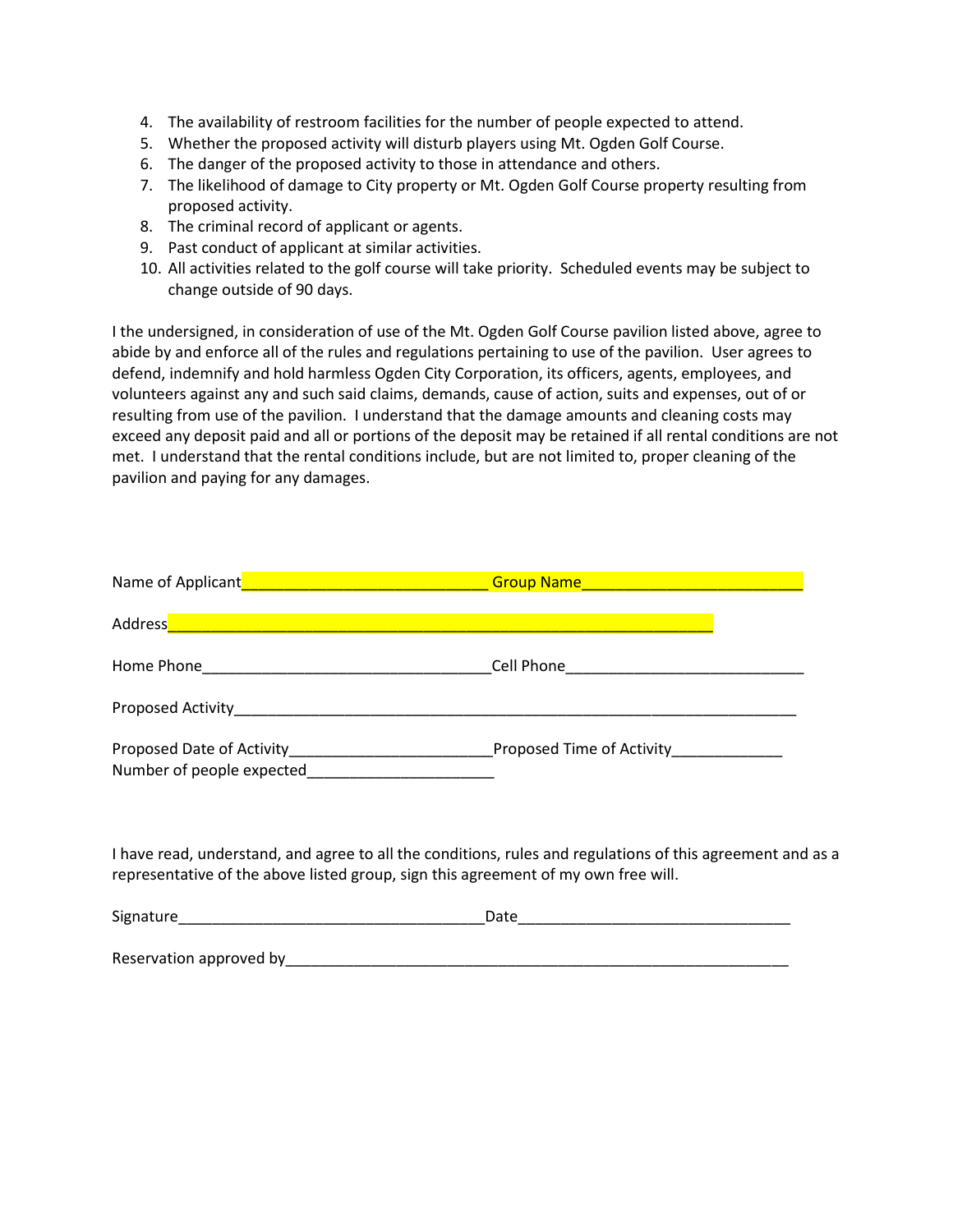4. The availability of restroom facilities for the number of people expected to attend.
5. Whether the proposed activity will disturb players using Mt. Ogden Golf Course.
6. The danger of the proposed activity to those in attendance and others.
7. The likelihood of damage to City property or Mt. Ogden Golf Course property resulting from proposed activity.
8. The criminal record of applicant or agents.
9. Past conduct of applicant at similar activities.
10. All activities related to the golf course will take priority. Scheduled events may be subject to change outside of 90 days.

I the undersigned, in consideration of use of the Mt. Ogden Golf Course pavilion listed above, agree to abide by and enforce all of the rules and regulations pertaining to use of the pavilion. User agrees to defend, indemnify and hold harmless Ogden City Corporation, its officers, agents, employees, and volunteers against any and such said claims, demands, cause of action, suits and expenses, out of or resulting from use of the pavilion. I understand that the damage amounts and cleaning costs may exceed any deposit paid and all or portions of the deposit may be retained if all rental conditions are not met. I understand that the rental conditions include, but are not limited to, proper cleaning of the pavilion and paying for any damages.

Name of Applicant____________________________ Group Name_________________________

Address______________________________________________________________

Home Phone_________________________________Cell Phone___________________________

Proposed Activity______________________________________________________________

Proposed Date of Activity______________________Proposed Time of Activity____________
Number of people expected_____________________

I have read, understand, and agree to all the conditions, rules and regulations of this agreement and as a representative of the above listed group, sign this agreement of my own free will.

Signature___________________________________Date_______________________________

Reservation approved by_________________________________________________________